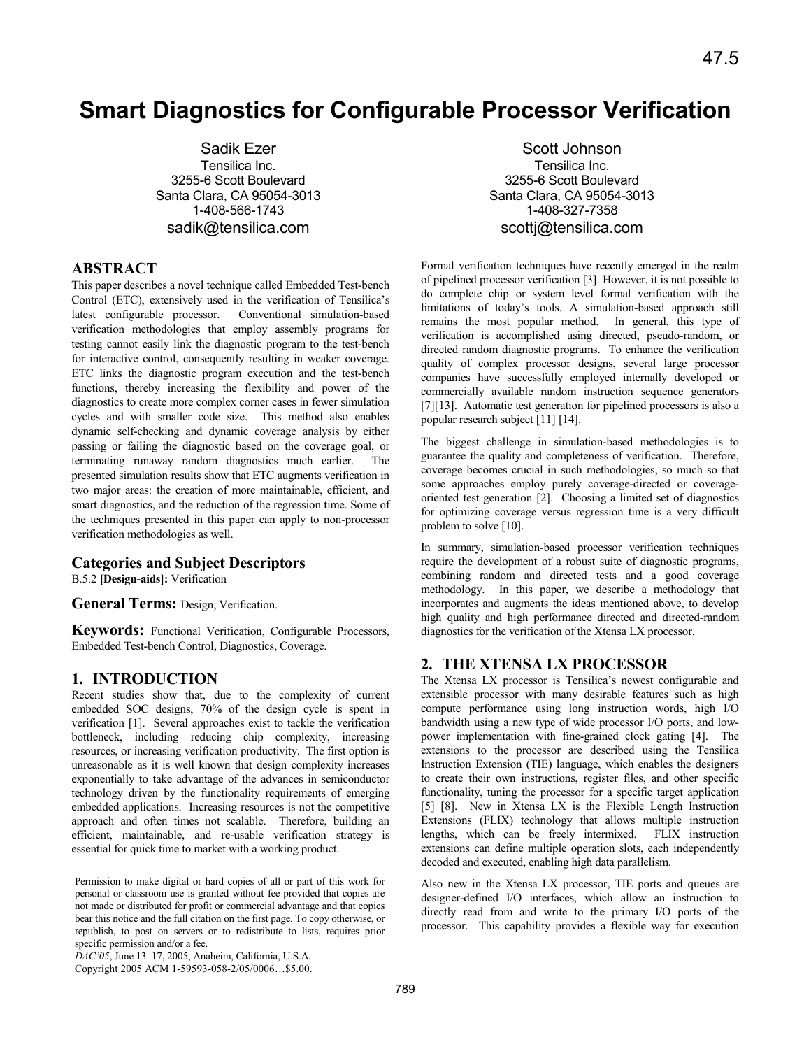# Smart Diagnostics for Configurable Processor Verification

Sadik Ezer
Tensilica Inc.
3255-6 Scott Boulevard
Santa Clara, CA 95054-3013
1-408-566-1743
sadik@tensilica.com

Scott Johnson
Tensilica Inc.
3255-6 Scott Boulevard
Santa Clara, CA 95054-3013
1-408-327-7358
scottj@tensilica.com

## ABSTRACT

This paper describes a novel technique called Embedded Test-bench Control (ETC), extensively used in the verification of Tensilica's latest configurable processor. Conventional simulation-based verification methodologies that employ assembly programs for testing cannot easily link the diagnostic program to the test-bench for interactive control, consequently resulting in weaker coverage. ETC links the diagnostic program execution and the test-bench functions, thereby increasing the flexibility and power of the diagnostics to create more complex corner cases in fewer simulation cycles and with smaller code size. This method also enables dynamic self-checking and dynamic coverage analysis by either passing or failing the diagnostic based on the coverage goal, or terminating runaway random diagnostics much earlier. The presented simulation results show that ETC augments verification in two major areas: the creation of more maintainable, efficient, and smart diagnostics, and the reduction of the regression time. Some of the techniques presented in this paper can apply to non-processor verification methodologies as well.

### Categories and Subject Descriptors

B.5.2 **[Design-aids]:** Verification

### General Terms: Design, Verification.

### Keywords: Functional Verification, Configurable Processors, Embedded Test-bench Control, Diagnostics, Coverage.

## 1. INTRODUCTION

Recent studies show that, due to the complexity of current embedded SOC designs, 70% of the design cycle is spent in verification [1]. Several approaches exist to tackle the verification bottleneck, including reducing chip complexity, increasing resources, or increasing verification productivity. The first option is unreasonable as it is well known that design complexity increases exponentially to take advantage of the advances in semiconductor technology driven by the functionality requirements of emerging embedded applications. Increasing resources is not the competitive approach and often times not scalable. Therefore, building an efficient, maintainable, and re-usable verification strategy is essential for quick time to market with a working product.

Permission to make digital or hard copies of all or part of this work for personal or classroom use is granted without fee provided that copies are not made or distributed for profit or commercial advantage and that copies bear this notice and the full citation on the first page. To copy otherwise, or republish, to post on servers or to redistribute to lists, requires prior specific permission and/or a fee.
*DAC'05*, June 13–17, 2005, Anaheim, California, U.S.A.
Copyright 2005 ACM 1-59593-058-2/05/0006…$5.00.

Formal verification techniques have recently emerged in the realm of pipelined processor verification [3]. However, it is not possible to do complete chip or system level formal verification with the limitations of today's tools. A simulation-based approach still remains the most popular method. In general, this type of verification is accomplished using directed, pseudo-random, or directed random diagnostic programs. To enhance the verification quality of complex processor designs, several large processor companies have successfully employed internally developed or commercially available random instruction sequence generators [7][13]. Automatic test generation for pipelined processors is also a popular research subject [11] [14].

The biggest challenge in simulation-based methodologies is to guarantee the quality and completeness of verification. Therefore, coverage becomes crucial in such methodologies, so much so that some approaches employ purely coverage-directed or coverage-oriented test generation [2]. Choosing a limited set of diagnostics for optimizing coverage versus regression time is a very difficult problem to solve [10].

In summary, simulation-based processor verification techniques require the development of a robust suite of diagnostic programs, combining random and directed tests and a good coverage methodology. In this paper, we describe a methodology that incorporates and augments the ideas mentioned above, to develop high quality and high performance directed and directed-random diagnostics for the verification of the Xtensa LX processor.

## 2. THE XTENSA LX PROCESSOR

The Xtensa LX processor is Tensilica's newest configurable and extensible processor with many desirable features such as high compute performance using long instruction words, high I/O bandwidth using a new type of wide processor I/O ports, and low-power implementation with fine-grained clock gating [4]. The extensions to the processor are described using the Tensilica Instruction Extension (TIE) language, which enables the designers to create their own instructions, register files, and other specific functionality, tuning the processor for a specific target application [5] [8]. New in Xtensa LX is the Flexible Length Instruction Extensions (FLIX) technology that allows multiple instruction lengths, which can be freely intermixed. FLIX instruction extensions can define multiple operation slots, each independently decoded and executed, enabling high data parallelism.

Also new in the Xtensa LX processor, TIE ports and queues are designer-defined I/O interfaces, which allow an instruction to directly read from and write to the primary I/O ports of the processor. This capability provides a flexible way for execution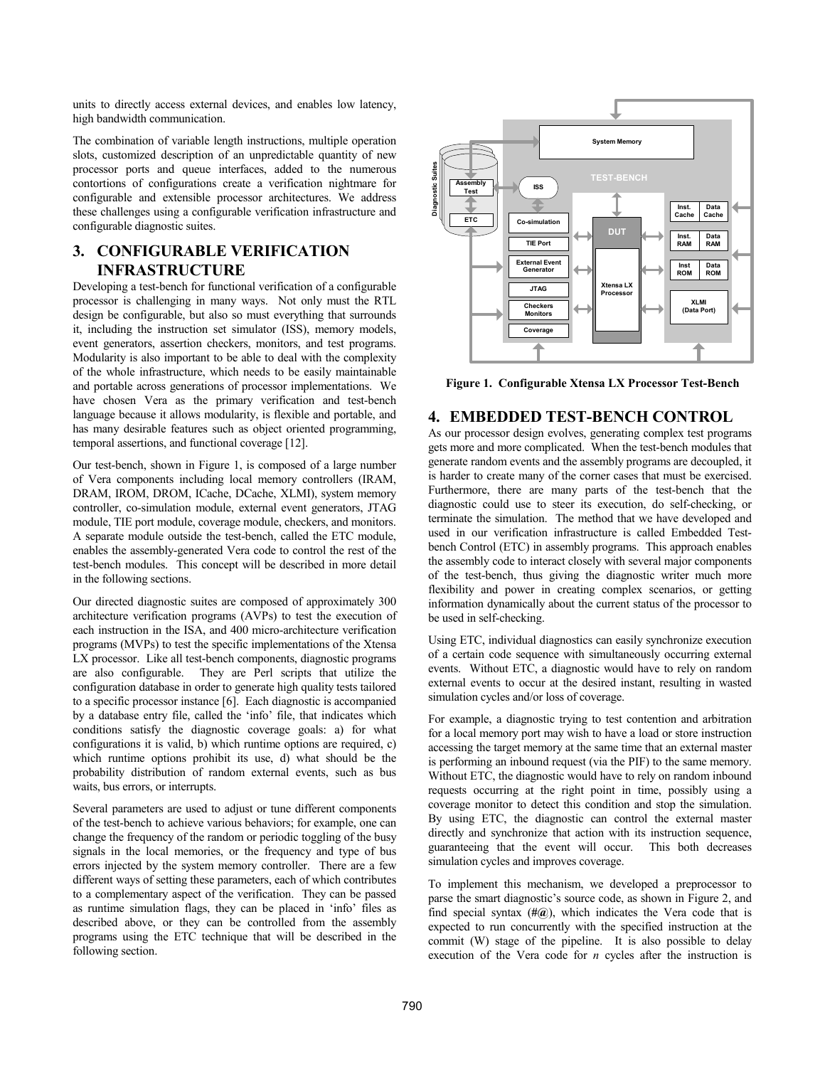units to directly access external devices, and enables low latency, high bandwidth communication.

The combination of variable length instructions, multiple operation slots, customized description of an unpredictable quantity of new processor ports and queue interfaces, added to the numerous contortions of configurations create a verification nightmare for configurable and extensible processor architectures. We address these challenges using a configurable verification infrastructure and configurable diagnostic suites.

## 3. CONFIGURABLE VERIFICATION INFRASTRUCTURE

Developing a test-bench for functional verification of a configurable processor is challenging in many ways. Not only must the RTL design be configurable, but also so must everything that surrounds it, including the instruction set simulator (ISS), memory models, event generators, assertion checkers, monitors, and test programs. Modularity is also important to be able to deal with the complexity of the whole infrastructure, which needs to be easily maintainable and portable across generations of processor implementations. We have chosen Vera as the primary verification and test-bench language because it allows modularity, is flexible and portable, and has many desirable features such as object oriented programming, temporal assertions, and functional coverage [12].

Our test-bench, shown in Figure 1, is composed of a large number of Vera components including local memory controllers (IRAM, DRAM, IROM, DROM, ICache, DCache, XLMI), system memory controller, co-simulation module, external event generators, JTAG module, TIE port module, coverage module, checkers, and monitors. A separate module outside the test-bench, called the ETC module, enables the assembly-generated Vera code to control the rest of the test-bench modules. This concept will be described in more detail in the following sections.

Our directed diagnostic suites are composed of approximately 300 architecture verification programs (AVPs) to test the execution of each instruction in the ISA, and 400 micro-architecture verification programs (MVPs) to test the specific implementations of the Xtensa LX processor. Like all test-bench components, diagnostic programs are also configurable. They are Perl scripts that utilize the configuration database in order to generate high quality tests tailored to a specific processor instance [6]. Each diagnostic is accompanied by a database entry file, called the 'info' file, that indicates which conditions satisfy the diagnostic coverage goals: a) for what configurations it is valid, b) which runtime options are required, c) which runtime options prohibit its use, d) what should be the probability distribution of random external events, such as bus waits, bus errors, or interrupts.

Several parameters are used to adjust or tune different components of the test-bench to achieve various behaviors; for example, one can change the frequency of the random or periodic toggling of the busy signals in the local memories, or the frequency and type of bus errors injected by the system memory controller. There are a few different ways of setting these parameters, each of which contributes to a complementary aspect of the verification. They can be passed as runtime simulation flags, they can be placed in 'info' files as described above, or they can be controlled from the assembly programs using the ETC technique that will be described in the following section.

System Memory
TEST-BENCH
Diagnostic Suites
Assembly Test
ETC
ISS
Co-simulation
TIE Port
External Event Generator
JTAG
Checkers Monitors
Coverage
DUT
Xtensa LX Processor
Inst. Cache
Data Cache
Inst. RAM
Data RAM
Inst ROM
Data ROM
XLMI (Data Port)

**Figure 1. Configurable Xtensa LX Processor Test-Bench**

## 4. EMBEDDED TEST-BENCH CONTROL

As our processor design evolves, generating complex test programs gets more and more complicated. When the test-bench modules that generate random events and the assembly programs are decoupled, it is harder to create many of the corner cases that must be exercised. Furthermore, there are many parts of the test-bench that the diagnostic could use to steer its execution, do self-checking, or terminate the simulation. The method that we have developed and used in our verification infrastructure is called Embedded Test-bench Control (ETC) in assembly programs. This approach enables the assembly code to interact closely with several major components of the test-bench, thus giving the diagnostic writer much more flexibility and power in creating complex scenarios, or getting information dynamically about the current status of the processor to be used in self-checking.

Using ETC, individual diagnostics can easily synchronize execution of a certain code sequence with simultaneously occurring external events. Without ETC, a diagnostic would have to rely on random external events to occur at the desired instant, resulting in wasted simulation cycles and/or loss of coverage.

For example, a diagnostic trying to test contention and arbitration for a local memory port may wish to have a load or store instruction accessing the target memory at the same time that an external master is performing an inbound request (via the PIF) to the same memory. Without ETC, the diagnostic would have to rely on random inbound requests occurring at the right point in time, possibly using a coverage monitor to detect this condition and stop the simulation. By using ETC, the diagnostic can control the external master directly and synchronize that action with its instruction sequence, guaranteeing that the event will occur. This both decreases simulation cycles and improves coverage.

To implement this mechanism, we developed a preprocessor to parse the smart diagnostic's source code, as shown in Figure 2, and find special syntax (**#@**), which indicates the Vera code that is expected to run concurrently with the specified instruction at the commit (W) stage of the pipeline. It is also possible to delay execution of the Vera code for *n* cycles after the instruction is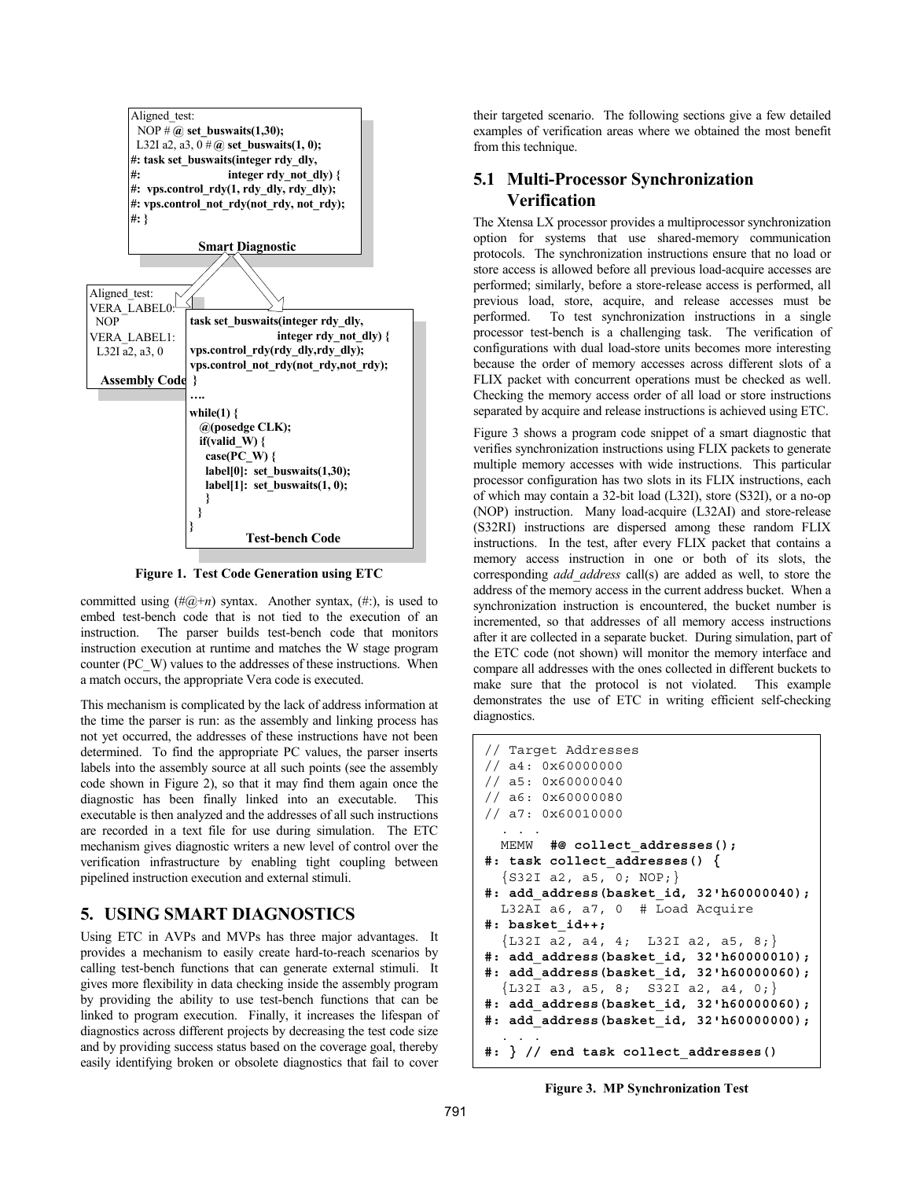```
Aligned_test:
  NOP # @ set_buswaits(1,30);
  L32I a2, a3, 0 # @ set_buswaits(1, 0);
#: task set_buswaits(integer rdy_dly,
#:                   integer rdy_not_dly) {
#:   vps.control_rdy(1, rdy_dly, rdy_dly);
#: vps.control_not_rdy(not_rdy, not_rdy);
#: }
```

**Smart Diagnostic**

```
Aligned_test:
VERA_LABEL0:
  NOP
VERA_LABEL1:
  L32I a2, a3, 0
```

**Assembly Code**

```
task set_buswaits(integer rdy_dly,
                  integer rdy_not_dly) {
vps.control_rdy(rdy_dly,rdy_dly);
vps.control_not_rdy(not_rdy,not_rdy);
}
….
while(1) {
  @(posedge CLK);
  if(valid_W) {
    case(PC_W) {
    label[0]: set_buswaits(1,30);
    label[1]: set_buswaits(1, 0);
    }
  }
}
```

**Test-bench Code**

**Figure 1. Test Code Generation using ETC**

committed using (#@+*n*) syntax. Another syntax, (#:), is used to embed test-bench code that is not tied to the execution of an instruction. The parser builds test-bench code that monitors instruction execution at runtime and matches the W stage program counter (PC_W) values to the addresses of these instructions. When a match occurs, the appropriate Vera code is executed.

This mechanism is complicated by the lack of address information at the time the parser is run: as the assembly and linking process has not yet occurred, the addresses of these instructions have not been determined. To find the appropriate PC values, the parser inserts labels into the assembly source at all such points (see the assembly code shown in Figure 2), so that it may find them again once the diagnostic has been finally linked into an executable. This executable is then analyzed and the addresses of all such instructions are recorded in a text file for use during simulation. The ETC mechanism gives diagnostic writers a new level of control over the verification infrastructure by enabling tight coupling between pipelined instruction execution and external stimuli.

## 5. USING SMART DIAGNOSTICS

Using ETC in AVPs and MVPs has three major advantages. It provides a mechanism to easily create hard-to-reach scenarios by calling test-bench functions that can generate external stimuli. It gives more flexibility in data checking inside the assembly program by providing the ability to use test-bench functions that can be linked to program execution. Finally, it increases the lifespan of diagnostics across different projects by decreasing the test code size and by providing success status based on the coverage goal, thereby easily identifying broken or obsolete diagnostics that fail to cover their targeted scenario. The following sections give a few detailed examples of verification areas where we obtained the most benefit from this technique.

### 5.1 Multi-Processor Synchronization Verification

The Xtensa LX processor provides a multiprocessor synchronization option for systems that use shared-memory communication protocols. The synchronization instructions ensure that no load or store access is allowed before all previous load-acquire accesses are performed; similarly, before a store-release access is performed, all previous load, store, acquire, and release accesses must be performed. To test synchronization instructions in a single processor test-bench is a challenging task. The verification of configurations with dual load-store units becomes more interesting because the order of memory accesses across different slots of a FLIX packet with concurrent operations must be checked as well. Checking the memory access order of all load or store instructions separated by acquire and release instructions is achieved using ETC.

Figure 3 shows a program code snippet of a smart diagnostic that verifies synchronization instructions using FLIX packets to generate multiple memory accesses with wide instructions. This particular processor configuration has two slots in its FLIX instructions, each of which may contain a 32-bit load (L32I), store (S32I), or a no-op (NOP) instruction. Many load-acquire (L32AI) and store-release (S32RI) instructions are dispersed among these random FLIX instructions. In the test, after every FLIX packet that contains a memory access instruction in one or both of its slots, the corresponding *add_address* call(s) are added as well, to store the address of the memory access in the current address bucket. When a synchronization instruction is encountered, the bucket number is incremented, so that addresses of all memory access instructions after it are collected in a separate bucket. During simulation, part of the ETC code (not shown) will monitor the memory interface and compare all addresses with the ones collected in different buckets to make sure that the protocol is not violated. This example demonstrates the use of ETC in writing efficient self-checking diagnostics.

```
// Target Addresses
// a4: 0x60000000
// a5: 0x60000040
// a6: 0x60000080
// a7: 0x60010000
  . . .
  MEMW  #@ collect_addresses();
#: task collect_addresses() {
  {S32I a2, a5, 0; NOP;}
#: add_address(basket_id, 32'h60000040);
  L32AI a6, a7, 0  # Load Acquire
#: basket_id++;
  {L32I a2, a4, 4;  L32I a2, a5, 8;}
#: add_address(basket_id, 32'h60000010);
#: add_address(basket_id, 32'h60000060);
  {L32I a3, a5, 8;  S32I a2, a4, 0;}
#: add_address(basket_id, 32'h60000060);
#: add_address(basket_id, 32'h60000000);
  . . .
#: } // end task collect_addresses()
```

**Figure 3. MP Synchronization Test**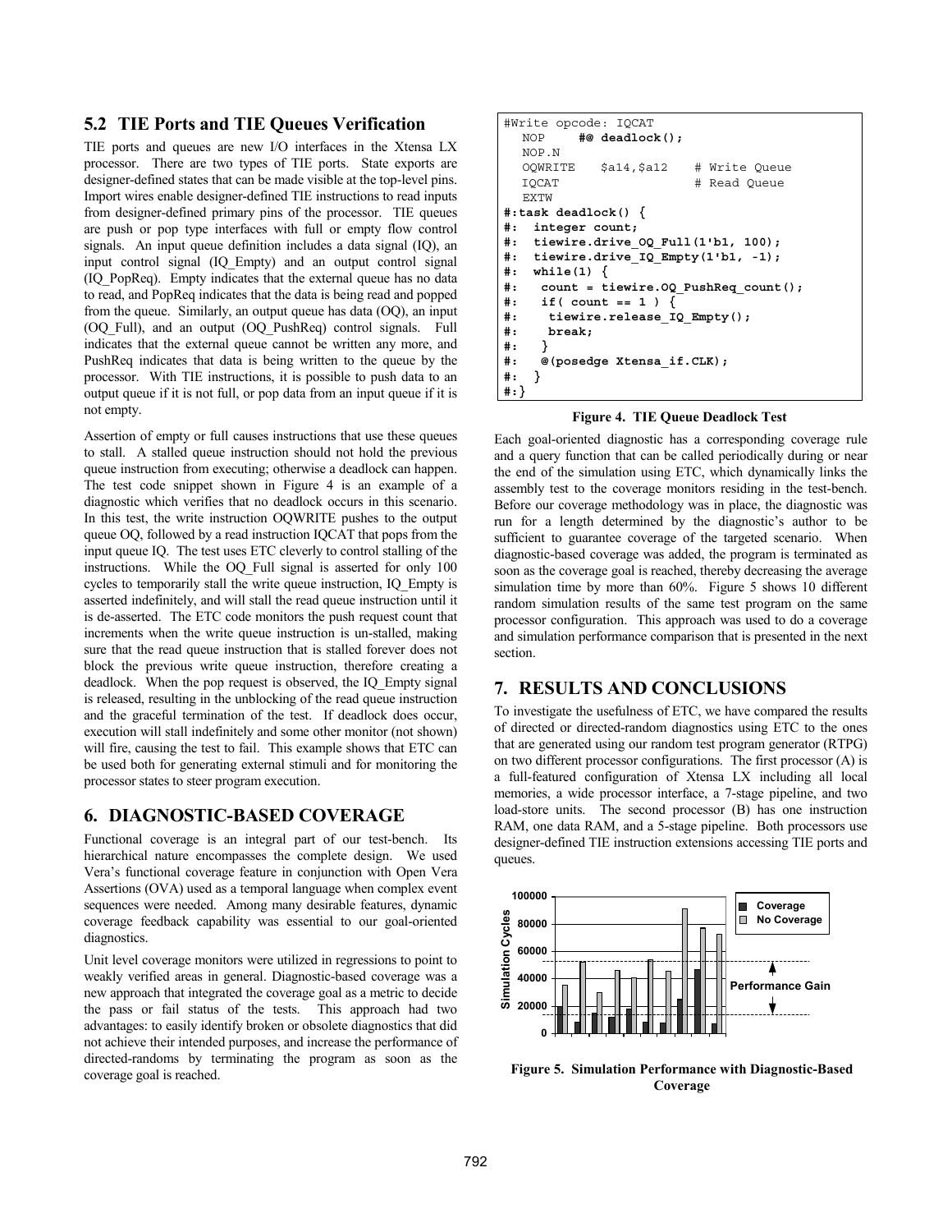## 5.2 TIE Ports and TIE Queues Verification

TIE ports and queues are new I/O interfaces in the Xtensa LX processor. There are two types of TIE ports. State exports are designer-defined states that can be made visible at the top-level pins. Import wires enable designer-defined TIE instructions to read inputs from designer-defined primary pins of the processor. TIE queues are push or pop type interfaces with full or empty flow control signals. An input queue definition includes a data signal (IQ), an input control signal (IQ_Empty) and an output control signal (IQ_PopReq). Empty indicates that the external queue has no data to read, and PopReq indicates that the data is being read and popped from the queue. Similarly, an output queue has data (OQ), an input (OQ_Full), and an output (OQ_PushReq) control signals. Full indicates that the external queue cannot be written any more, and PushReq indicates that data is being written to the queue by the processor. With TIE instructions, it is possible to push data to an output queue if it is not full, or pop data from an input queue if it is not empty.

Assertion of empty or full causes instructions that use these queues to stall. A stalled queue instruction should not hold the previous queue instruction from executing; otherwise a deadlock can happen. The test code snippet shown in Figure 4 is an example of a diagnostic which verifies that no deadlock occurs in this scenario. In this test, the write instruction OQWRITE pushes to the output queue OQ, followed by a read instruction IQCAT that pops from the input queue IQ. The test uses ETC cleverly to control stalling of the instructions. While the OQ_Full signal is asserted for only 100 cycles to temporarily stall the write queue instruction, IQ_Empty is asserted indefinitely, and will stall the read queue instruction until it is de-asserted. The ETC code monitors the push request count that increments when the write queue instruction is un-stalled, making sure that the read queue instruction that is stalled forever does not block the previous write queue instruction, therefore creating a deadlock. When the pop request is observed, the IQ_Empty signal is released, resulting in the unblocking of the read queue instruction and the graceful termination of the test. If deadlock does occur, execution will stall indefinitely and some other monitor (not shown) will fire, causing the test to fail. This example shows that ETC can be used both for generating external stimuli and for monitoring the processor states to steer program execution.

```
#Write opcode: IQCAT
   NOP      #@ deadlock();
   NOP.N
   OQWRITE   $a14,$a12    # Write Queue
   IQCAT                  # Read Queue
   EXTW
#:task deadlock() {
#:  integer count;
#:  tiewire.drive_OQ_Full(1'b1, 100);
#:  tiewire.drive_IQ_Empty(1'b1, -1);
#:  while(1) {
#:    count = tiewire.OQ_PushReq_count();
#:    if( count == 1 ) {
#:     tiewire.release_IQ_Empty();
#:     break;
#:    }
#:    @(posedge Xtensa_if.CLK);
#:  }
#:}
```

**Figure 4. TIE Queue Deadlock Test**

## 6. DIAGNOSTIC-BASED COVERAGE

Functional coverage is an integral part of our test-bench. Its hierarchical nature encompasses the complete design. We used Vera's functional coverage feature in conjunction with Open Vera Assertions (OVA) used as a temporal language when complex event sequences were needed. Among many desirable features, dynamic coverage feedback capability was essential to our goal-oriented diagnostics.

Unit level coverage monitors were utilized in regressions to point to weakly verified areas in general. Diagnostic-based coverage was a new approach that integrated the coverage goal as a metric to decide the pass or fail status of the tests. This approach had two advantages: to easily identify broken or obsolete diagnostics that did not achieve their intended purposes, and increase the performance of directed-randoms by terminating the program as soon as the coverage goal is reached.

Each goal-oriented diagnostic has a corresponding coverage rule and a query function that can be called periodically during or near the end of the simulation using ETC, which dynamically links the assembly test to the coverage monitors residing in the test-bench. Before our coverage methodology was in place, the diagnostic was run for a length determined by the diagnostic's author to be sufficient to guarantee coverage of the targeted scenario. When diagnostic-based coverage was added, the program is terminated as soon as the coverage goal is reached, thereby decreasing the average simulation time by more than 60%. Figure 5 shows 10 different random simulation results of the same test program on the same processor configuration. This approach was used to do a coverage and simulation performance comparison that is presented in the next section.

## 7. RESULTS AND CONCLUSIONS

To investigate the usefulness of ETC, we have compared the results of directed or directed-random diagnostics using ETC to the ones that are generated using our random test program generator (RTPG) on two different processor configurations. The first processor (A) is a full-featured configuration of Xtensa LX including all local memories, a wide processor interface, a 7-stage pipeline, and two load-store units. The second processor (B) has one instruction RAM, one data RAM, and a 5-stage pipeline. Both processors use designer-defined TIE instruction extensions accessing TIE ports and queues.

Simulation Cycles
100000
80000
60000
40000
20000
0
Coverage
No Coverage
Performance Gain

**Figure 5. Simulation Performance with Diagnostic-Based Coverage**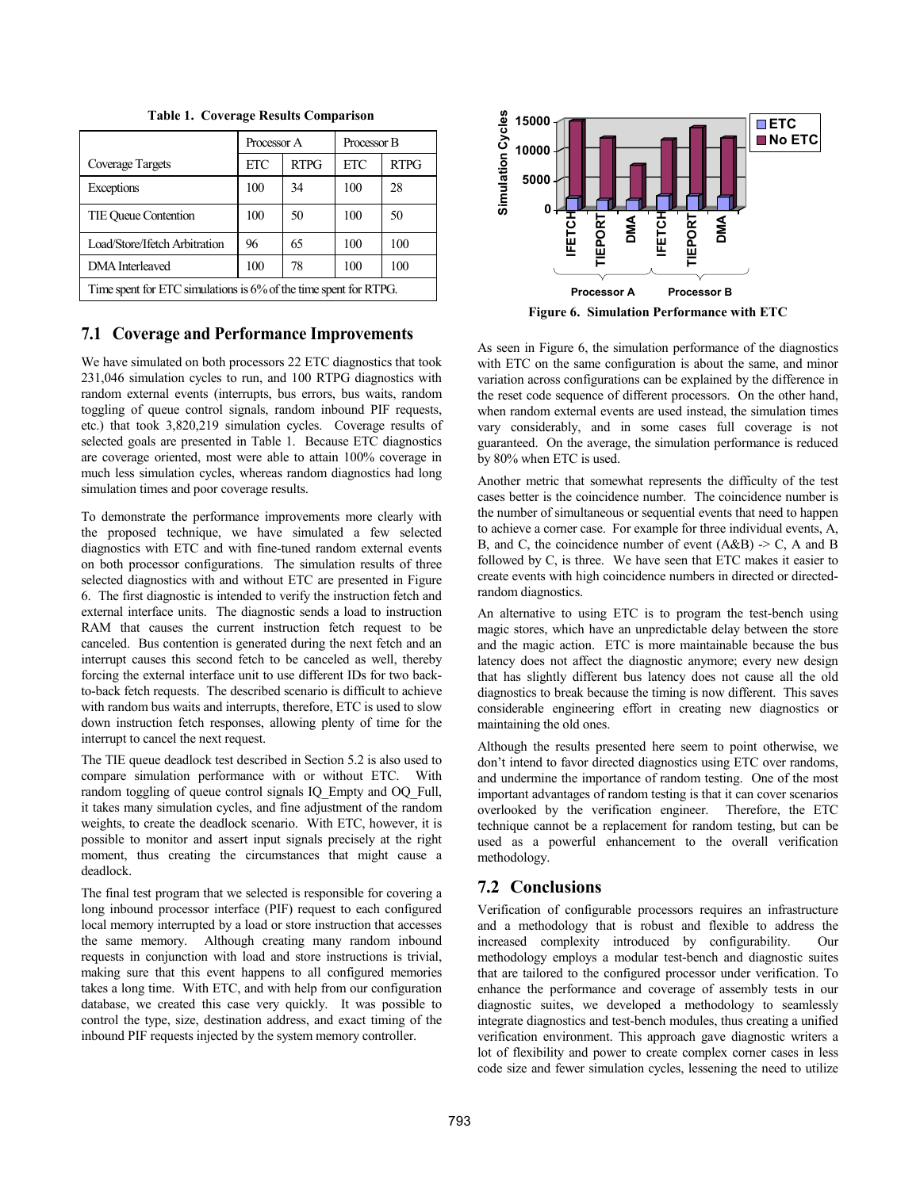**Table 1. Coverage Results Comparison**

| Coverage Targets | Processor A | | Processor B | |
|---|---|---|---|---|
| | ETC | RTPG | ETC | RTPG |
| Exceptions | 100 | 34 | 100 | 28 |
| TIE Queue Contention | 100 | 50 | 100 | 50 |
| Load/Store/Ifetch Arbitration | 96 | 65 | 100 | 100 |
| DMA Interleaved | 100 | 78 | 100 | 100 |
| Time spent for ETC simulations is 6% of the time spent for RTPG. | | | | |

## 7.1 Coverage and Performance Improvements

We have simulated on both processors 22 ETC diagnostics that took 231,046 simulation cycles to run, and 100 RTPG diagnostics with random external events (interrupts, bus errors, bus waits, random toggling of queue control signals, random inbound PIF requests, etc.) that took 3,820,219 simulation cycles. Coverage results of selected goals are presented in Table 1. Because ETC diagnostics are coverage oriented, most were able to attain 100% coverage in much less simulation cycles, whereas random diagnostics had long simulation times and poor coverage results.

To demonstrate the performance improvements more clearly with the proposed technique, we have simulated a few selected diagnostics with ETC and with fine-tuned random external events on both processor configurations. The simulation results of three selected diagnostics with and without ETC are presented in Figure 6. The first diagnostic is intended to verify the instruction fetch and external interface units. The diagnostic sends a load to instruction RAM that causes the current instruction fetch request to be canceled. Bus contention is generated during the next fetch and an interrupt causes this second fetch to be canceled as well, thereby forcing the external interface unit to use different IDs for two back-to-back fetch requests. The described scenario is difficult to achieve with random bus waits and interrupts, therefore, ETC is used to slow down instruction fetch responses, allowing plenty of time for the interrupt to cancel the next request.

The TIE queue deadlock test described in Section 5.2 is also used to compare simulation performance with or without ETC. With random toggling of queue control signals IQ_Empty and OQ_Full, it takes many simulation cycles, and fine adjustment of the random weights, to create the deadlock scenario. With ETC, however, it is possible to monitor and assert input signals precisely at the right moment, thus creating the circumstances that might cause a deadlock.

The final test program that we selected is responsible for covering a long inbound processor interface (PIF) request to each configured local memory interrupted by a load or store instruction that accesses the same memory. Although creating many random inbound requests in conjunction with load and store instructions is trivial, making sure that this event happens to all configured memories takes a long time. With ETC, and with help from our configuration database, we created this case very quickly. It was possible to control the type, size, destination address, and exact timing of the inbound PIF requests injected by the system memory controller.

**Figure 6. Simulation Performance with ETC**

As seen in Figure 6, the simulation performance of the diagnostics with ETC on the same configuration is about the same, and minor variation across configurations can be explained by the difference in the reset code sequence of different processors. On the other hand, when random external events are used instead, the simulation times vary considerably, and in some cases full coverage is not guaranteed. On the average, the simulation performance is reduced by 80% when ETC is used.

Another metric that somewhat represents the difficulty of the test cases better is the coincidence number. The coincidence number is the number of simultaneous or sequential events that need to happen to achieve a corner case. For example for three individual events, A, B, and C, the coincidence number of event (A&B) -> C, A and B followed by C, is three. We have seen that ETC makes it easier to create events with high coincidence numbers in directed or directed-random diagnostics.

An alternative to using ETC is to program the test-bench using magic stores, which have an unpredictable delay between the store and the magic action. ETC is more maintainable because the bus latency does not affect the diagnostic anymore; every new design that has slightly different bus latency does not cause all the old diagnostics to break because the timing is now different. This saves considerable engineering effort in creating new diagnostics or maintaining the old ones.

Although the results presented here seem to point otherwise, we don't intend to favor directed diagnostics using ETC over randoms, and undermine the importance of random testing. One of the most important advantages of random testing is that it can cover scenarios overlooked by the verification engineer. Therefore, the ETC technique cannot be a replacement for random testing, but can be used as a powerful enhancement to the overall verification methodology.

## 7.2 Conclusions

Verification of configurable processors requires an infrastructure and a methodology that is robust and flexible to address the increased complexity introduced by configurability. Our methodology employs a modular test-bench and diagnostic suites that are tailored to the configured processor under verification. To enhance the performance and coverage of assembly tests in our diagnostic suites, we developed a methodology to seamlessly integrate diagnostics and test-bench modules, thus creating a unified verification environment. This approach gave diagnostic writers a lot of flexibility and power to create complex corner cases in less code size and fewer simulation cycles, lessening the need to utilize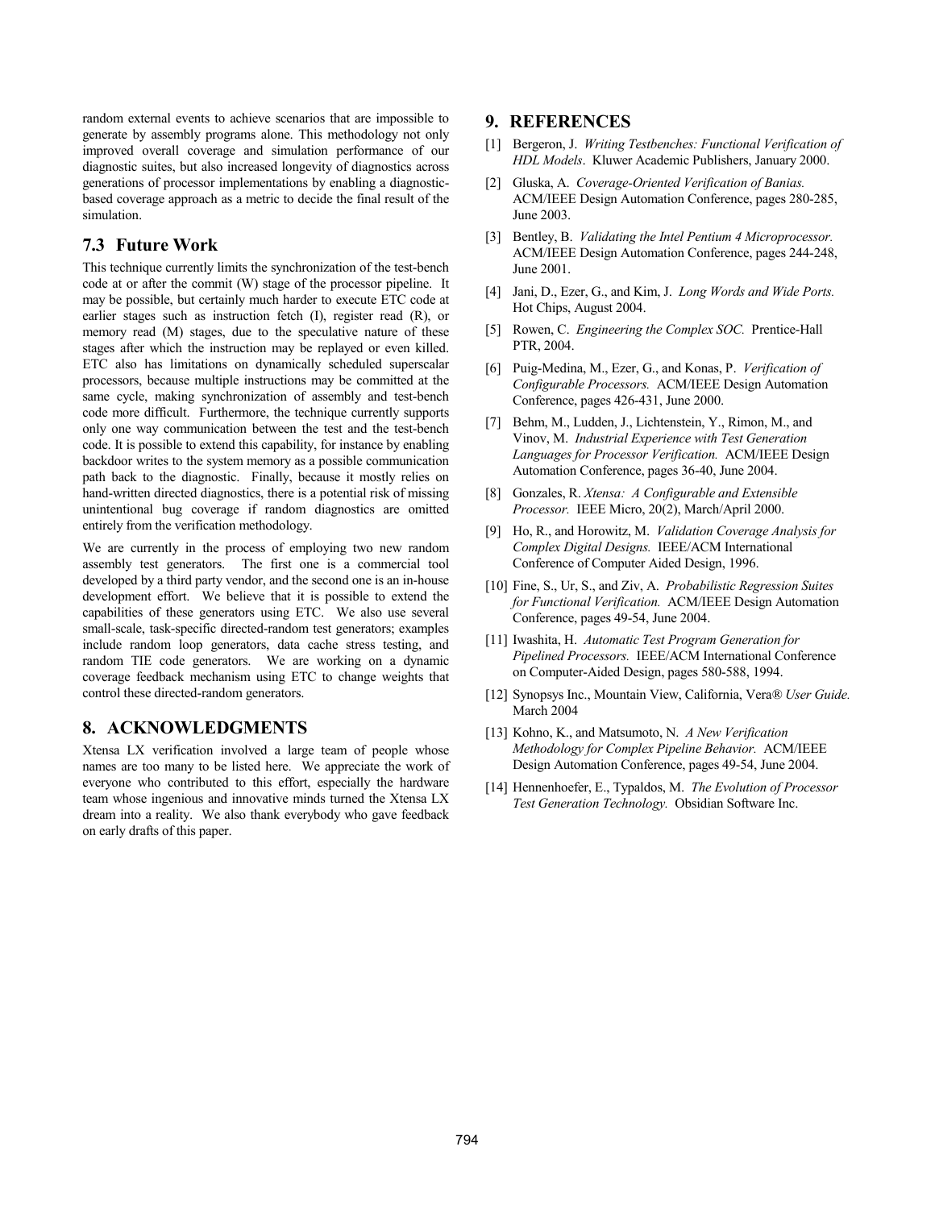random external events to achieve scenarios that are impossible to generate by assembly programs alone. This methodology not only improved overall coverage and simulation performance of our diagnostic suites, but also increased longevity of diagnostics across generations of processor implementations by enabling a diagnostic-based coverage approach as a metric to decide the final result of the simulation.

### 7.3 Future Work

This technique currently limits the synchronization of the test-bench code at or after the commit (W) stage of the processor pipeline. It may be possible, but certainly much harder to execute ETC code at earlier stages such as instruction fetch (I), register read (R), or memory read (M) stages, due to the speculative nature of these stages after which the instruction may be replayed or even killed. ETC also has limitations on dynamically scheduled superscalar processors, because multiple instructions may be committed at the same cycle, making synchronization of assembly and test-bench code more difficult. Furthermore, the technique currently supports only one way communication between the test and the test-bench code. It is possible to extend this capability, for instance by enabling backdoor writes to the system memory as a possible communication path back to the diagnostic. Finally, because it mostly relies on hand-written directed diagnostics, there is a potential risk of missing unintentional bug coverage if random diagnostics are omitted entirely from the verification methodology.

We are currently in the process of employing two new random assembly test generators. The first one is a commercial tool developed by a third party vendor, and the second one is an in-house development effort. We believe that it is possible to extend the capabilities of these generators using ETC. We also use several small-scale, task-specific directed-random test generators; examples include random loop generators, data cache stress testing, and random TIE code generators. We are working on a dynamic coverage feedback mechanism using ETC to change weights that control these directed-random generators.

## 8. ACKNOWLEDGMENTS

Xtensa LX verification involved a large team of people whose names are too many to be listed here. We appreciate the work of everyone who contributed to this effort, especially the hardware team whose ingenious and innovative minds turned the Xtensa LX dream into a reality. We also thank everybody who gave feedback on early drafts of this paper.

## 9. REFERENCES

[1] Bergeron, J. *Writing Testbenches: Functional Verification of HDL Models*. Kluwer Academic Publishers, January 2000.

[2] Gluska, A. *Coverage-Oriented Verification of Banias.* ACM/IEEE Design Automation Conference, pages 280-285, June 2003.

[3] Bentley, B. *Validating the Intel Pentium 4 Microprocessor.* ACM/IEEE Design Automation Conference, pages 244-248, June 2001.

[4] Jani, D., Ezer, G., and Kim, J. *Long Words and Wide Ports.* Hot Chips, August 2004.

[5] Rowen, C. *Engineering the Complex SOC.* Prentice-Hall PTR, 2004.

[6] Puig-Medina, M., Ezer, G., and Konas, P. *Verification of Configurable Processors.* ACM/IEEE Design Automation Conference, pages 426-431, June 2000.

[7] Behm, M., Ludden, J., Lichtenstein, Y., Rimon, M., and Vinov, M. *Industrial Experience with Test Generation Languages for Processor Verification.* ACM/IEEE Design Automation Conference, pages 36-40, June 2004.

[8] Gonzales, R. *Xtensa: A Configurable and Extensible Processor.* IEEE Micro, 20(2), March/April 2000.

[9] Ho, R., and Horowitz, M. *Validation Coverage Analysis for Complex Digital Designs.* IEEE/ACM International Conference of Computer Aided Design, 1996.

[10] Fine, S., Ur, S., and Ziv, A. *Probabilistic Regression Suites for Functional Verification.* ACM/IEEE Design Automation Conference, pages 49-54, June 2004.

[11] Iwashita, H. *Automatic Test Program Generation for Pipelined Processors.* IEEE/ACM International Conference on Computer-Aided Design, pages 580-588, 1994.

[12] Synopsys Inc., Mountain View, California, Vera® *User Guide.* March 2004

[13] Kohno, K., and Matsumoto, N. *A New Verification Methodology for Complex Pipeline Behavior.* ACM/IEEE Design Automation Conference, pages 49-54, June 2004.

[14] Hennenhoefer, E., Typaldos, M. *The Evolution of Processor Test Generation Technology.* Obsidian Software Inc.